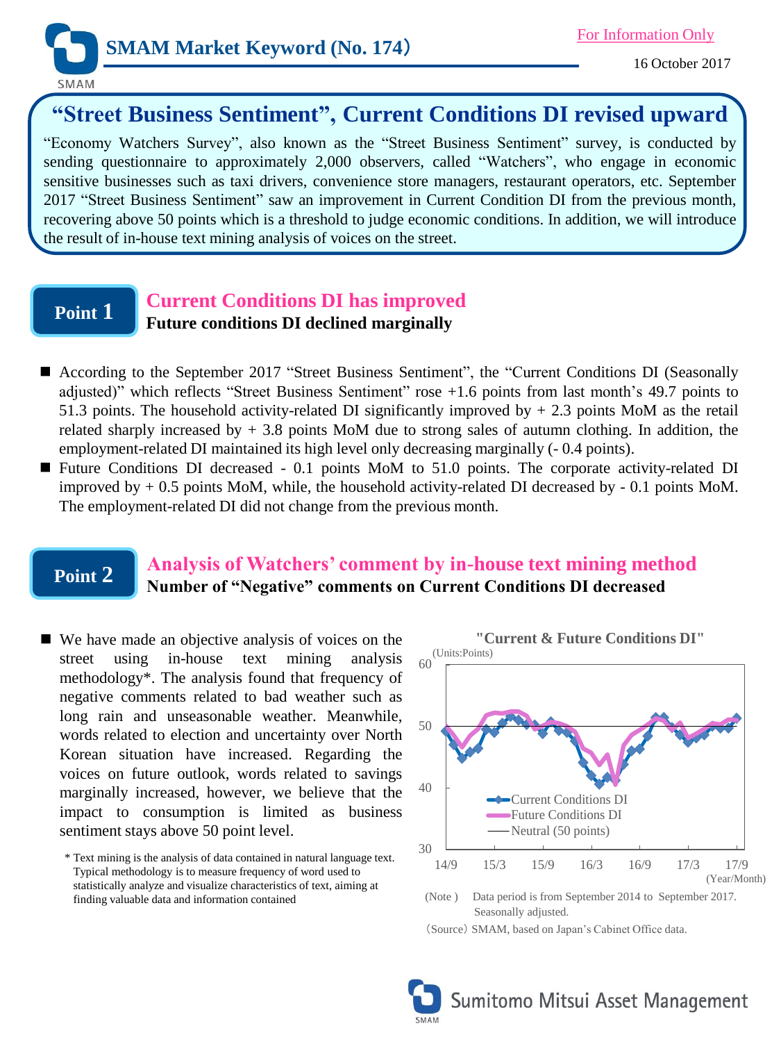SMAM Market Keyword (No. 174)

For Information Only

16 October 2017

# "Street Business Sentiment", Current Conditions DI revised upward

"Economy Watchers Survey", also known as the "Street Business Sentiment" survey, is conducted by sending questionnaire to approximately 2,000 observers, called "Watchers", who engage in economic sensitive businesses such as taxi drivers, convenience store managers, restaurant operators, etc. September 2017 "Street Business Sentiment" saw an improvement in Current Condition DI from the previous month, recovering above 50 points which is a threshold to judge economic conditions. In addition, we will introduce the result of in-house text mining analysis of voices on the street.

## Point 1 Current Conditions DI has improved

**Future conditions DI declined marginally**

- According to the September 2017 "Street Business Sentiment", the "Current Conditions DI (Seasonally adjusted)" which reflects "Street Business Sentiment" rose +1.6 points from last month's 49.7 points to 51.3 points. The household activity-related DI significantly improved by + 2.3 points MoM as the retail related sharply increased by + 3.8 points MoM due to strong sales of autumn clothing. In addition, the employment-related DI maintained its high level only decreasing marginally (- 0.4 points).
- Future Conditions DI decreased - 0.1 points MoM to 51.0 points. The corporate activity-related DI improved by + 0.5 points MoM, while, the household activity-related DI decreased by - 0.1 points MoM. The employment-related DI did not change from the previous month.

## Point 2 Analysis of Watchers' comment by in-house text mining method

**Number of "Negative" comments on Current Conditions DI decreased**

- We have made an objective analysis of voices on the street using in-house text mining analysis methodology*. The analysis found that frequency of negative comments related to bad weather such as long rain and unseasonable weather. Meanwhile, words related to election and uncertainty over North Korean situation have increased. Regarding the voices on future outlook, words related to savings marginally increased, however, we believe that the impact to consumption is limited as business sentiment stays above 50 point level.

\* Text mining is the analysis of data contained in natural language text. Typical methodology is to measure frequency of word used to statistically analyze and visualize characteristics of text, aiming at finding valuable data and information contained

**"Current & Future Conditions DI"**

(Units:Points)

Legend: Current Conditions DI; Future Conditions DI; Neutral (50 points)

Y-axis: 30–60. X-axis (Year/Month): 14/9, 15/3, 15/9, 16/3, 16/9, 17/3, 17/9

(Note) Data period is from September 2014 to September 2017. Seasonally adjusted.

(Source) SMAM, based on Japan's Cabinet Office data.

Sumitomo Mitsui Asset Management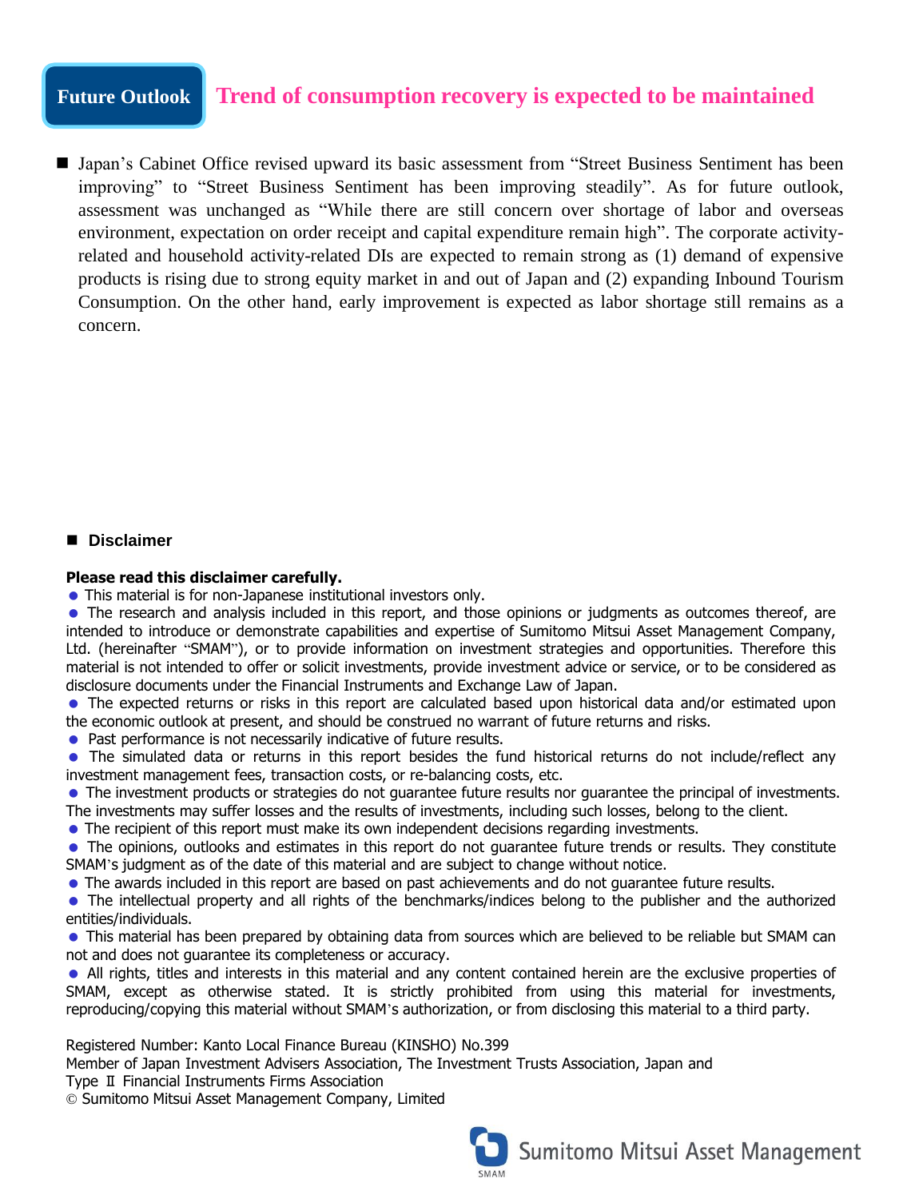## Future Outlook　Trend of consumption recovery is expected to be maintained

- Japan's Cabinet Office revised upward its basic assessment from "Street Business Sentiment has been improving" to "Street Business Sentiment has been improving steadily". As for future outlook, assessment was unchanged as "While there are still concern over shortage of labor and overseas environment, expectation on order receipt and capital expenditure remain high". The corporate activity-related and household activity-related DIs are expected to remain strong as (1) demand of expensive products is rising due to strong equity market in and out of Japan and (2) expanding Inbound Tourism Consumption. On the other hand, early improvement is expected as labor shortage still remains as a concern.

### Disclaimer

**Please read this disclaimer carefully.**

- This material is for non-Japanese institutional investors only.
- The research and analysis included in this report, and those opinions or judgments as outcomes thereof, are intended to introduce or demonstrate capabilities and expertise of Sumitomo Mitsui Asset Management Company, Ltd. (hereinafter "SMAM"), or to provide information on investment strategies and opportunities. Therefore this material is not intended to offer or solicit investments, provide investment advice or service, or to be considered as disclosure documents under the Financial Instruments and Exchange Law of Japan.
- The expected returns or risks in this report are calculated based upon historical data and/or estimated upon the economic outlook at present, and should be construed no warrant of future returns and risks.
- Past performance is not necessarily indicative of future results.
- The simulated data or returns in this report besides the fund historical returns do not include/reflect any investment management fees, transaction costs, or re-balancing costs, etc.
- The investment products or strategies do not guarantee future results nor guarantee the principal of investments. The investments may suffer losses and the results of investments, including such losses, belong to the client.
- The recipient of this report must make its own independent decisions regarding investments.
- The opinions, outlooks and estimates in this report do not guarantee future trends or results. They constitute SMAM's judgment as of the date of this material and are subject to change without notice.
- The awards included in this report are based on past achievements and do not guarantee future results.
- The intellectual property and all rights of the benchmarks/indices belong to the publisher and the authorized entities/individuals.
- This material has been prepared by obtaining data from sources which are believed to be reliable but SMAM can not and does not guarantee its completeness or accuracy.
- All rights, titles and interests in this material and any content contained herein are the exclusive properties of SMAM, except as otherwise stated. It is strictly prohibited from using this material for investments, reproducing/copying this material without SMAM's authorization, or from disclosing this material to a third party.

Registered Number: Kanto Local Finance Bureau (KINSHO) No.399
Member of Japan Investment Advisers Association, The Investment Trusts Association, Japan and Type Ⅱ Financial Instruments Firms Association
© Sumitomo Mitsui Asset Management Company, Limited

Sumitomo Mitsui Asset Management
SMAM